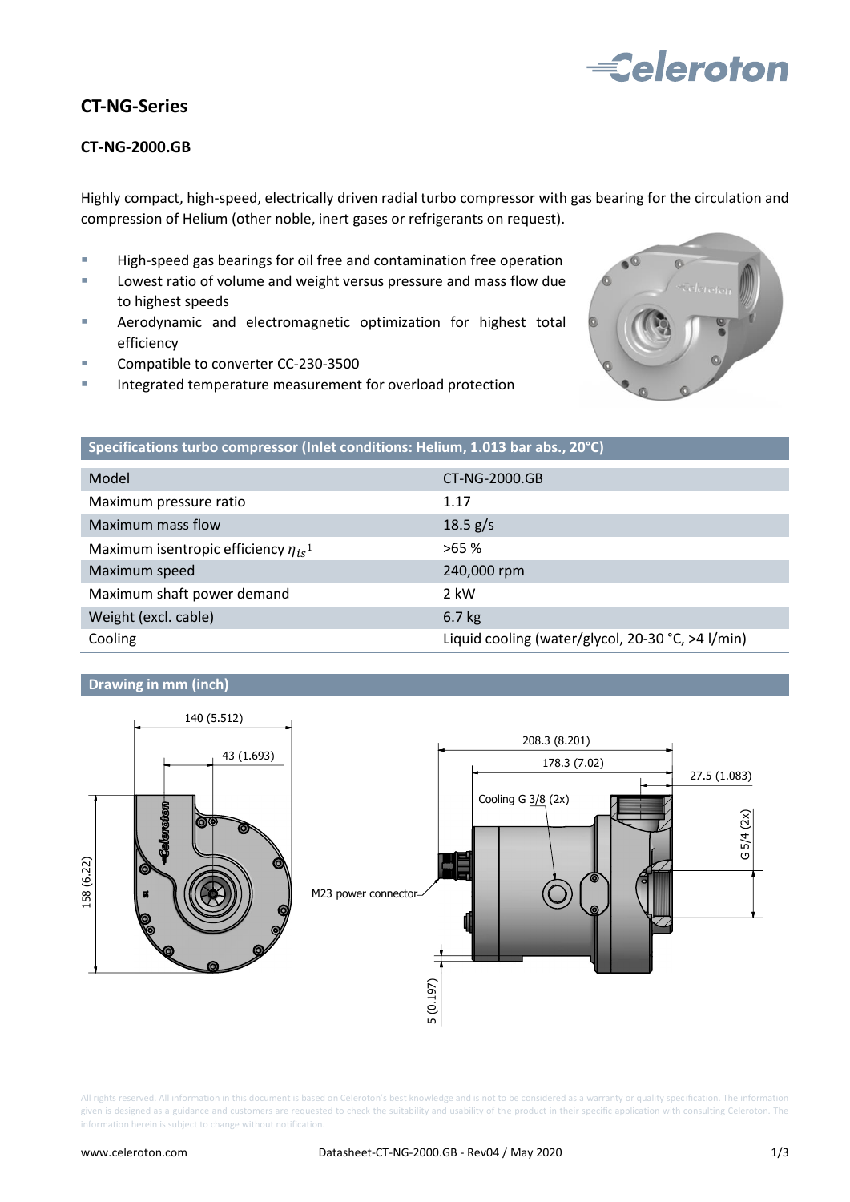## CT-NG-Series

### CT-NG-2000.GB

Highly compact, high-speed, electrically driven radial turbo compressor with gas bearing for the circulation and compression of Helium (other noble, inert gases or refrigerants on request).

- High-speed gas bearings for oil free and contamination free operation
- Lowest ratio of volume and weight versus pressure and mass flow due to highest speeds
- Aerodynamic and electromagnetic optimization for highest total efficiency
- Compatible to converter CC-230-3500
- Integrated temperature measurement for overload protection

| Specifications turbo compressor (Inlet conditions: Helium, 1.013 bar abs., 20°C) | |
|---|---|
| Model | CT-NG-2000.GB |
| Maximum pressure ratio | 1.17 |
| Maximum mass flow | 18.5 g/s |
| Maximum isentropic efficiency $\eta_{is}$[1] | >65 % |
| Maximum speed | 240,000 rpm |
| Maximum shaft power demand | 2 kW |
| Weight (excl. cable) | 6.7 kg |
| Cooling | Liquid cooling (water/glycol, 20-30 °C, >4 l/min) |

### Drawing in mm (inch)

140 (5.512)
43 (1.693)
158 (6.22)
208.3 (8.201)
178.3 (7.02)
27.5 (1.083)
Cooling G 3/8 (2x)
G 5/4 (2x)
M23 power connector
5 (0.197)

All rights reserved. All information in this document is based on Celeroton's best knowledge and is not to be considered as a warranty or quality specification. The information given is designed as a guidance and customers are requested to check the suitability and usability of the product in their specific application with consulting Celeroton. The information herein is subject to change without notification.

www.celeroton.com Datasheet-CT-NG-2000.GB - Rev04 / May 2020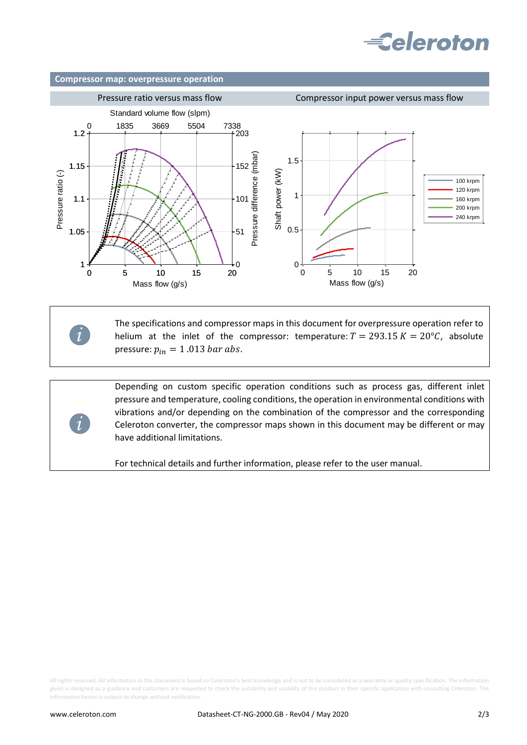## Compressor map: overpressure operation

| Pressure ratio versus mass flow | Compressor input power versus mass flow |
| --- | --- |

The specifications and compressor maps in this document for overpressure operation refer to helium at the inlet of the compressor: temperature: $T = 293.15\ K = 20°C$, absolute pressure: $p_{in} = 1.013\ bar\ abs$.

Depending on custom specific operation conditions such as process gas, different inlet pressure and temperature, cooling conditions, the operation in environmental conditions with vibrations and/or depending on the combination of the compressor and the corresponding Celeroton converter, the compressor maps shown in this document may be different or may have additional limitations.

For technical details and further information, please refer to the user manual.

All rights reserved. All information in this document is based on Celeroton's best knowledge and is not to be considered as a warranty or quality specification. The information given is designed as a guidance and customers are requested to check the suitability and usability of the product in their specific application with consulting Celeroton. The information herein is subject to change without notification.

www.celeroton.com | Datasheet-CT-NG-2000.GB - Rev04 / May 2020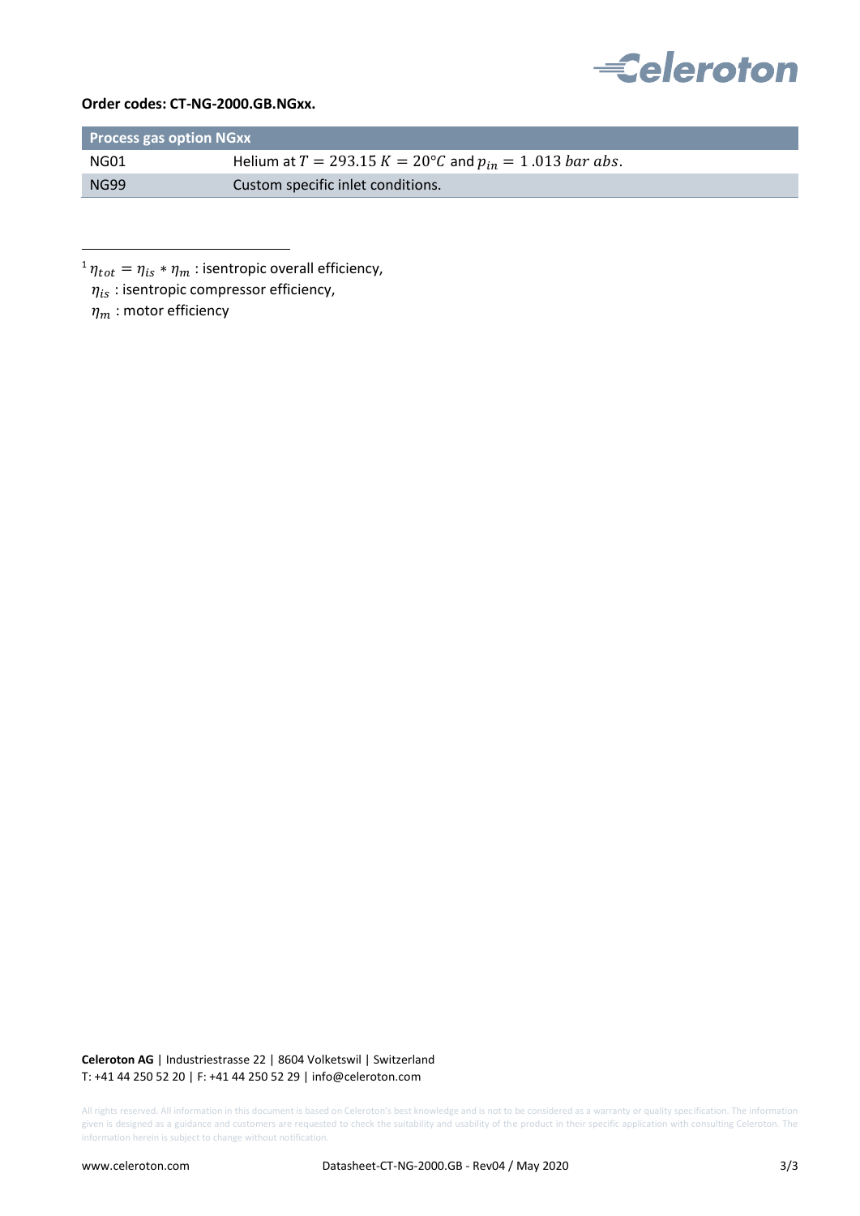**Order codes: CT-NG-2000.GB.NGxx.**

| Process gas option NGxx | |
|---|---|
| NG01 | Helium at $T = 293.15\ K = 20°C$ and $p_{in} = 1\ .013\ bar\ abs.$ |
| NG99 | Custom specific inlet conditions. |

[1] $\eta_{tot} = \eta_{is} * \eta_m$ : isentropic overall efficiency,
$\eta_{is}$ : isentropic compressor efficiency,
$\eta_m$ : motor efficiency

**Celeroton AG** | Industriestrasse 22 | 8604 Volketswil | Switzerland
T: +41 44 250 52 20 | F: +41 44 250 52 29 | info@celeroton.com

All rights reserved. All information in this document is based on Celeroton's best knowledge and is not to be considered as a warranty or quality specification. The information given is designed as a guidance and customers are requested to check the suitability and usability of the product in their specific application with consulting Celeroton. The information herein is subject to change without notification.